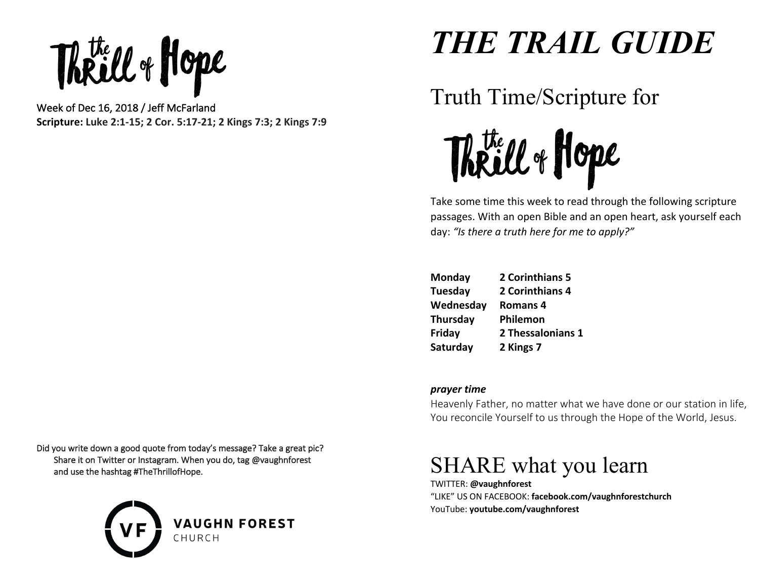# the Thrill of Hope

Week of Dec 16, 2018 / Jeff McFarland

**Scripture: Luke 2:1-15; 2 Cor. 5:17-21; 2 Kings 7:3; 2 Kings 7:9**

Did you write down a good quote from today's message? Take a great pic? Share it on Twitter or Instagram. When you do, tag @vaughnforest and use the hashtag #TheThrillofHope.

VAUGHN FOREST CHURCH

# *THE TRAIL GUIDE*

## Truth Time/Scripture for

## the Thrill of Hope

Take some time this week to read through the following scripture passages. With an open Bible and an open heart, ask yourself each day: *"Is there a truth here for me to apply?"*

| | |
|---|---|
| **Monday** | **2 Corinthians 5** |
| **Tuesday** | **2 Corinthians 4** |
| **Wednesday** | **Romans 4** |
| **Thursday** | **Philemon** |
| **Friday** | **2 Thessalonians 1** |
| **Saturday** | **2 Kings 7** |

***prayer time***

Heavenly Father, no matter what we have done or our station in life, You reconcile Yourself to us through the Hope of the World, Jesus.

## SHARE what you learn

TWITTER: **@vaughnforest**
"LIKE" US ON FACEBOOK: **facebook.com/vaughnforestchurch**
YouTube: **youtube.com/vaughnforest**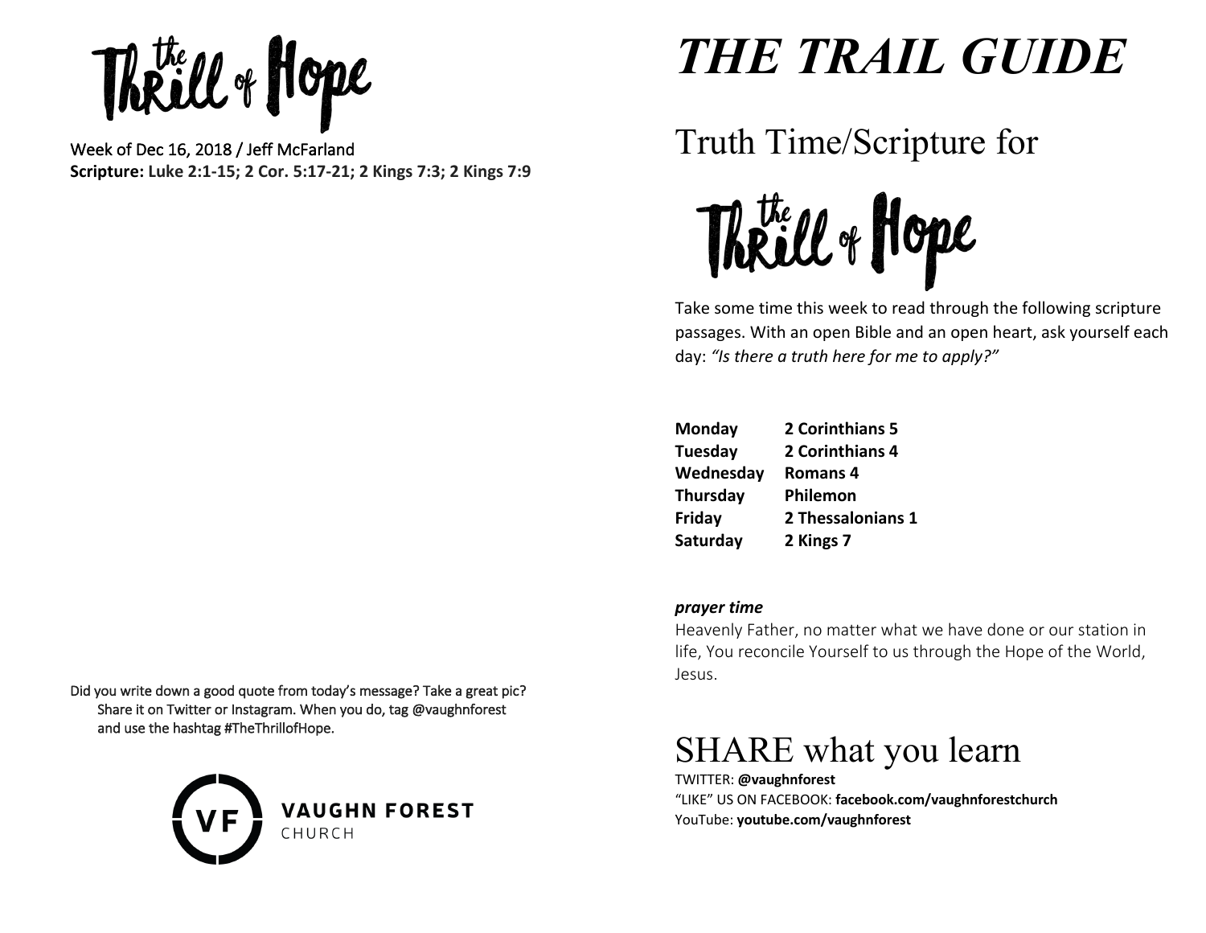# the Thrill of Hope

Week of Dec 16, 2018 / Jeff McFarland

**Scripture: Luke 2:1-15; 2 Cor. 5:17-21; 2 Kings 7:3; 2 Kings 7:9**

Did you write down a good quote from today's message? Take a great pic? Share it on Twitter or Instagram. When you do, tag @vaughnforest and use the hashtag #TheThrillofHope.

VAUGHN FOREST CHURCH

# *THE TRAIL GUIDE*

## Truth Time/Scripture for

## the Thrill of Hope

Take some time this week to read through the following scripture passages. With an open Bible and an open heart, ask yourself each day: *"Is there a truth here for me to apply?"*

| | |
|---|---|
| **Monday** | **2 Corinthians 5** |
| **Tuesday** | **2 Corinthians 4** |
| **Wednesday** | **Romans 4** |
| **Thursday** | **Philemon** |
| **Friday** | **2 Thessalonians 1** |
| **Saturday** | **2 Kings 7** |

***prayer time***

Heavenly Father, no matter what we have done or our station in life, You reconcile Yourself to us through the Hope of the World, Jesus.

## SHARE what you learn

TWITTER: **@vaughnforest**
"LIKE" US ON FACEBOOK: **facebook.com/vaughnforestchurch**
YouTube: **youtube.com/vaughnforest**